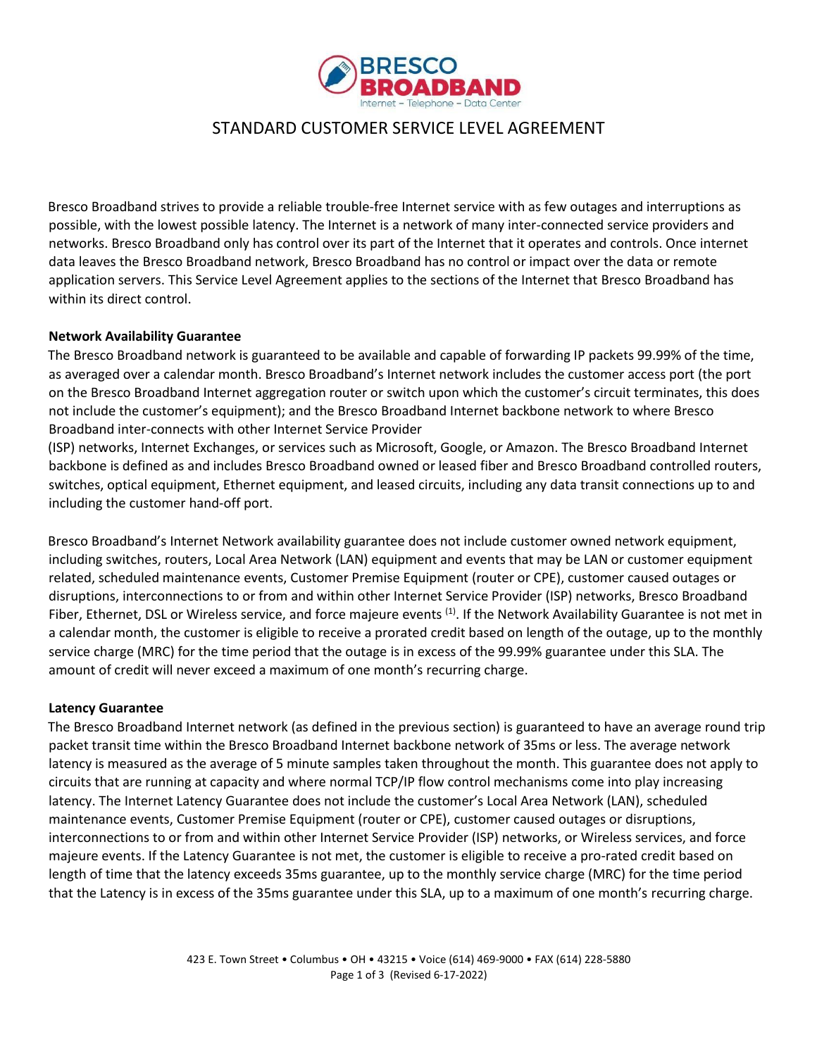# STANDARD CUSTOMER SERVICE LEVEL AGREEMENT

Bresco Broadband strives to provide a reliable trouble-free Internet service with as few outages and interruptions as possible, with the lowest possible latency. The Internet is a network of many inter-connected service providers and networks. Bresco Broadband only has control over its part of the Internet that it operates and controls. Once internet data leaves the Bresco Broadband network, Bresco Broadband has no control or impact over the data or remote application servers. This Service Level Agreement applies to the sections of the Internet that Bresco Broadband has within its direct control.

**Network Availability Guarantee**

The Bresco Broadband network is guaranteed to be available and capable of forwarding IP packets 99.99% of the time, as averaged over a calendar month. Bresco Broadband's Internet network includes the customer access port (the port on the Bresco Broadband Internet aggregation router or switch upon which the customer's circuit terminates, this does not include the customer's equipment); and the Bresco Broadband Internet backbone network to where Bresco Broadband inter-connects with other Internet Service Provider (ISP) networks, Internet Exchanges, or services such as Microsoft, Google, or Amazon. The Bresco Broadband Internet backbone is defined as and includes Bresco Broadband owned or leased fiber and Bresco Broadband controlled routers, switches, optical equipment, Ethernet equipment, and leased circuits, including any data transit connections up to and including the customer hand-off port.

Bresco Broadband's Internet Network availability guarantee does not include customer owned network equipment, including switches, routers, Local Area Network (LAN) equipment and events that may be LAN or customer equipment related, scheduled maintenance events, Customer Premise Equipment (router or CPE), customer caused outages or disruptions, interconnections to or from and within other Internet Service Provider (ISP) networks, Bresco Broadband Fiber, Ethernet, DSL or Wireless service, and force majeure events [(1)]. If the Network Availability Guarantee is not met in a calendar month, the customer is eligible to receive a prorated credit based on length of the outage, up to the monthly service charge (MRC) for the time period that the outage is in excess of the 99.99% guarantee under this SLA. The amount of credit will never exceed a maximum of one month's recurring charge.

**Latency Guarantee**

The Bresco Broadband Internet network (as defined in the previous section) is guaranteed to have an average round trip packet transit time within the Bresco Broadband Internet backbone network of 35ms or less. The average network latency is measured as the average of 5 minute samples taken throughout the month. This guarantee does not apply to circuits that are running at capacity and where normal TCP/IP flow control mechanisms come into play increasing latency. The Internet Latency Guarantee does not include the customer's Local Area Network (LAN), scheduled maintenance events, Customer Premise Equipment (router or CPE), customer caused outages or disruptions, interconnections to or from and within other Internet Service Provider (ISP) networks, or Wireless services, and force majeure events. If the Latency Guarantee is not met, the customer is eligible to receive a pro-rated credit based on length of time that the latency exceeds 35ms guarantee, up to the monthly service charge (MRC) for the time period that the Latency is in excess of the 35ms guarantee under this SLA, up to a maximum of one month's recurring charge.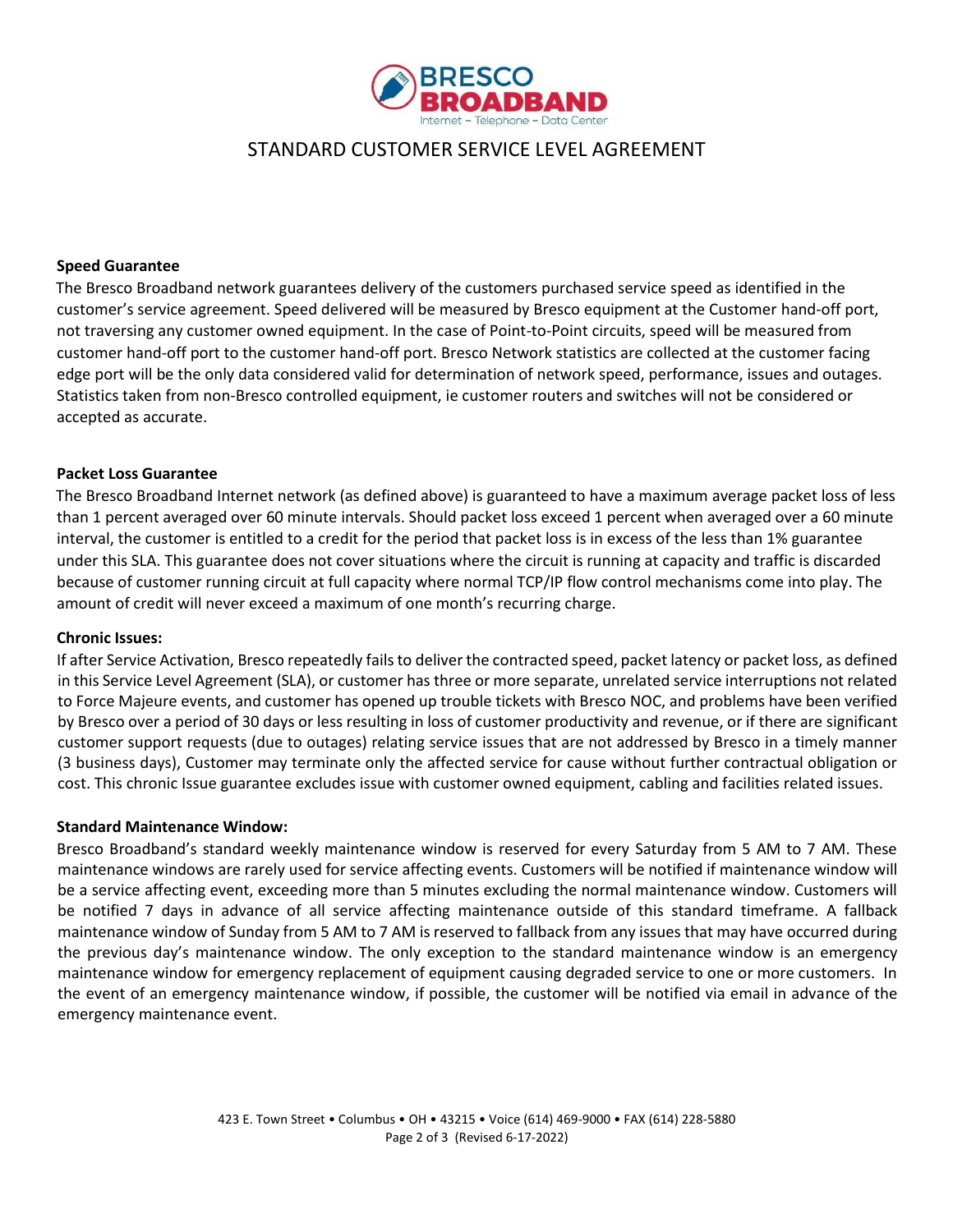# STANDARD CUSTOMER SERVICE LEVEL AGREEMENT

**Speed Guarantee**

The Bresco Broadband network guarantees delivery of the customers purchased service speed as identified in the customer's service agreement. Speed delivered will be measured by Bresco equipment at the Customer hand-off port, not traversing any customer owned equipment. In the case of Point-to-Point circuits, speed will be measured from customer hand-off port to the customer hand-off port. Bresco Network statistics are collected at the customer facing edge port will be the only data considered valid for determination of network speed, performance, issues and outages. Statistics taken from non-Bresco controlled equipment, ie customer routers and switches will not be considered or accepted as accurate.

**Packet Loss Guarantee**

The Bresco Broadband Internet network (as defined above) is guaranteed to have a maximum average packet loss of less than 1 percent averaged over 60 minute intervals. Should packet loss exceed 1 percent when averaged over a 60 minute interval, the customer is entitled to a credit for the period that packet loss is in excess of the less than 1% guarantee under this SLA. This guarantee does not cover situations where the circuit is running at capacity and traffic is discarded because of customer running circuit at full capacity where normal TCP/IP flow control mechanisms come into play. The amount of credit will never exceed a maximum of one month's recurring charge.

**Chronic Issues:**

If after Service Activation, Bresco repeatedly fails to deliver the contracted speed, packet latency or packet loss, as defined in this Service Level Agreement (SLA), or customer has three or more separate, unrelated service interruptions not related to Force Majeure events, and customer has opened up trouble tickets with Bresco NOC, and problems have been verified by Bresco over a period of 30 days or less resulting in loss of customer productivity and revenue, or if there are significant customer support requests (due to outages) relating service issues that are not addressed by Bresco in a timely manner (3 business days), Customer may terminate only the affected service for cause without further contractual obligation or cost. This chronic Issue guarantee excludes issue with customer owned equipment, cabling and facilities related issues.

**Standard Maintenance Window:**

Bresco Broadband's standard weekly maintenance window is reserved for every Saturday from 5 AM to 7 AM. These maintenance windows are rarely used for service affecting events. Customers will be notified if maintenance window will be a service affecting event, exceeding more than 5 minutes excluding the normal maintenance window. Customers will be notified 7 days in advance of all service affecting maintenance outside of this standard timeframe. A fallback maintenance window of Sunday from 5 AM to 7 AM is reserved to fallback from any issues that may have occurred during the previous day's maintenance window. The only exception to the standard maintenance window is an emergency maintenance window for emergency replacement of equipment causing degraded service to one or more customers. In the event of an emergency maintenance window, if possible, the customer will be notified via email in advance of the emergency maintenance event.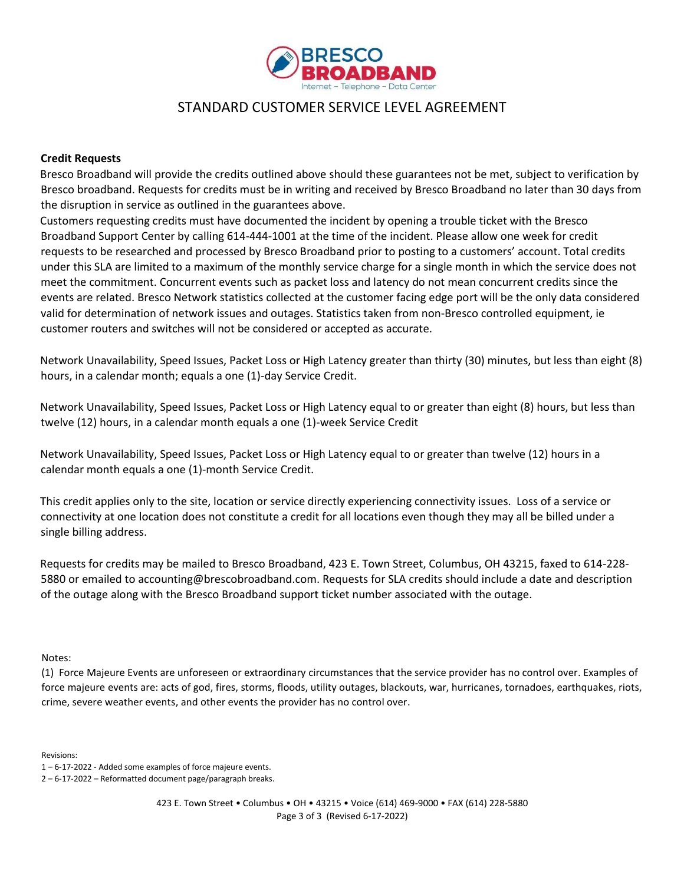# STANDARD CUSTOMER SERVICE LEVEL AGREEMENT

**Credit Requests**

Bresco Broadband will provide the credits outlined above should these guarantees not be met, subject to verification by Bresco broadband. Requests for credits must be in writing and received by Bresco Broadband no later than 30 days from the disruption in service as outlined in the guarantees above.

Customers requesting credits must have documented the incident by opening a trouble ticket with the Bresco Broadband Support Center by calling 614-444-1001 at the time of the incident. Please allow one week for credit requests to be researched and processed by Bresco Broadband prior to posting to a customers' account. Total credits under this SLA are limited to a maximum of the monthly service charge for a single month in which the service does not meet the commitment. Concurrent events such as packet loss and latency do not mean concurrent credits since the events are related. Bresco Network statistics collected at the customer facing edge port will be the only data considered valid for determination of network issues and outages. Statistics taken from non-Bresco controlled equipment, ie customer routers and switches will not be considered or accepted as accurate.

Network Unavailability, Speed Issues, Packet Loss or High Latency greater than thirty (30) minutes, but less than eight (8) hours, in a calendar month; equals a one (1)-day Service Credit.

Network Unavailability, Speed Issues, Packet Loss or High Latency equal to or greater than eight (8) hours, but less than twelve (12) hours, in a calendar month equals a one (1)-week Service Credit

Network Unavailability, Speed Issues, Packet Loss or High Latency equal to or greater than twelve (12) hours in a calendar month equals a one (1)-month Service Credit.

This credit applies only to the site, location or service directly experiencing connectivity issues. Loss of a service or connectivity at one location does not constitute a credit for all locations even though they may all be billed under a single billing address.

Requests for credits may be mailed to Bresco Broadband, 423 E. Town Street, Columbus, OH 43215, faxed to 614-228-5880 or emailed to accounting@brescobroadband.com. Requests for SLA credits should include a date and description of the outage along with the Bresco Broadband support ticket number associated with the outage.

Notes:

(1) Force Majeure Events are unforeseen or extraordinary circumstances that the service provider has no control over. Examples of force majeure events are: acts of god, fires, storms, floods, utility outages, blackouts, war, hurricanes, tornadoes, earthquakes, riots, crime, severe weather events, and other events the provider has no control over.

Revisions:

1 – 6-17-2022 - Added some examples of force majeure events.

2 – 6-17-2022 – Reformatted document page/paragraph breaks.